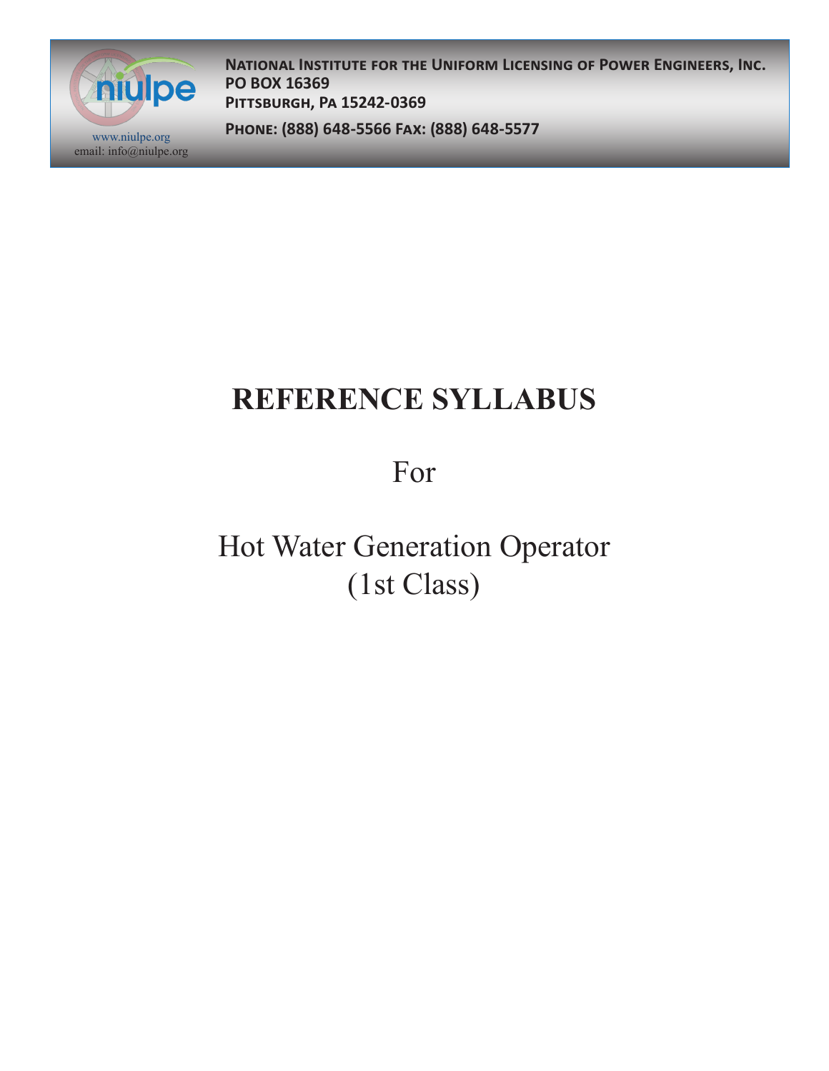**National Institute for the Uniform Licensing of Power Engineers, Inc.**
**PO BOX 16369**
**Pittsburgh, Pa 15242-0369**

**Phone: (888) 648-5566 Fax: (888) 648-5577**

www.niulpe.org
email: info@niulpe.org

# REFERENCE SYLLABUS

For

Hot Water Generation Operator
(1st Class)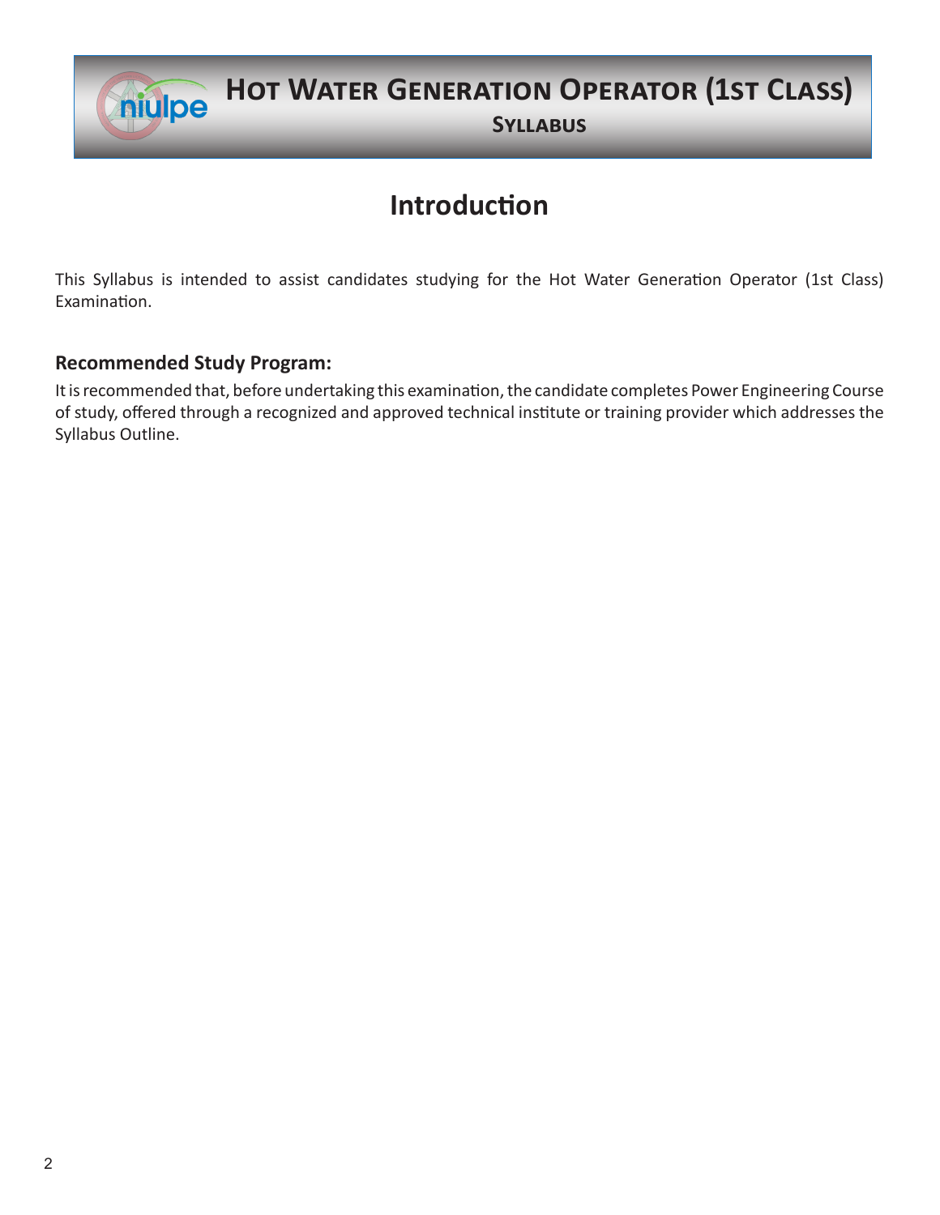# Introduction

This Syllabus is intended to assist candidates studying for the Hot Water Generation Operator (1st Class) Examination.

## Recommended Study Program:

It is recommended that, before undertaking this examination, the candidate completes Power Engineering Course of study, offered through a recognized and approved technical institute or training provider which addresses the Syllabus Outline.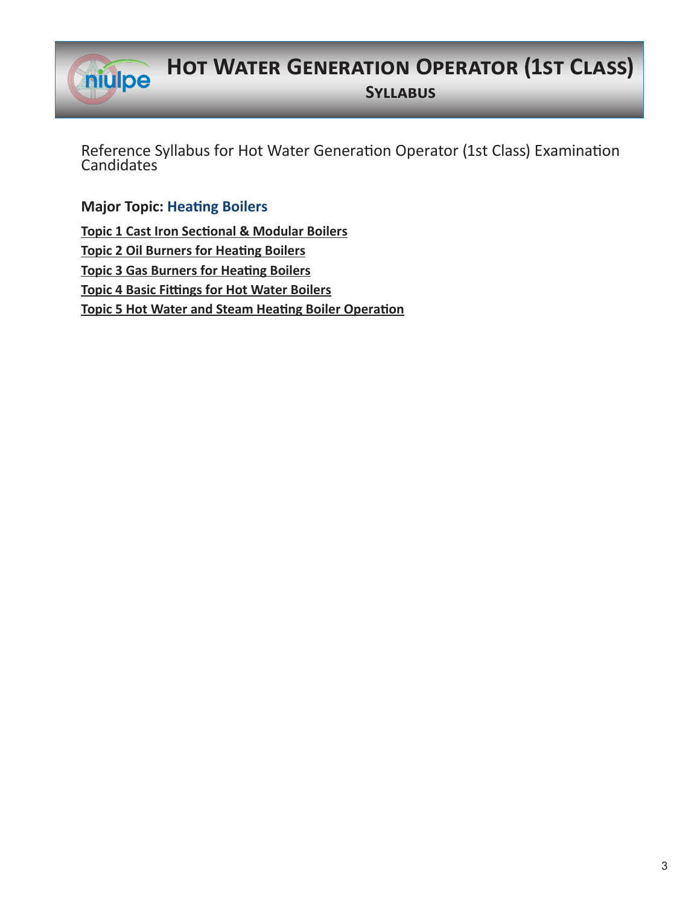# Hot Water Generation Operator (1st Class)

## Syllabus

Reference Syllabus for Hot Water Generation Operator (1st Class) Examination Candidates

**Major Topic: Heating Boilers**

**Topic 1 Cast Iron Sectional & Modular Boilers**

**Topic 2 Oil Burners for Heating Boilers**

**Topic 3 Gas Burners for Heating Boilers**

**Topic 4 Basic Fittings for Hot Water Boilers**

**Topic 5 Hot Water and Steam Heating Boiler Operation**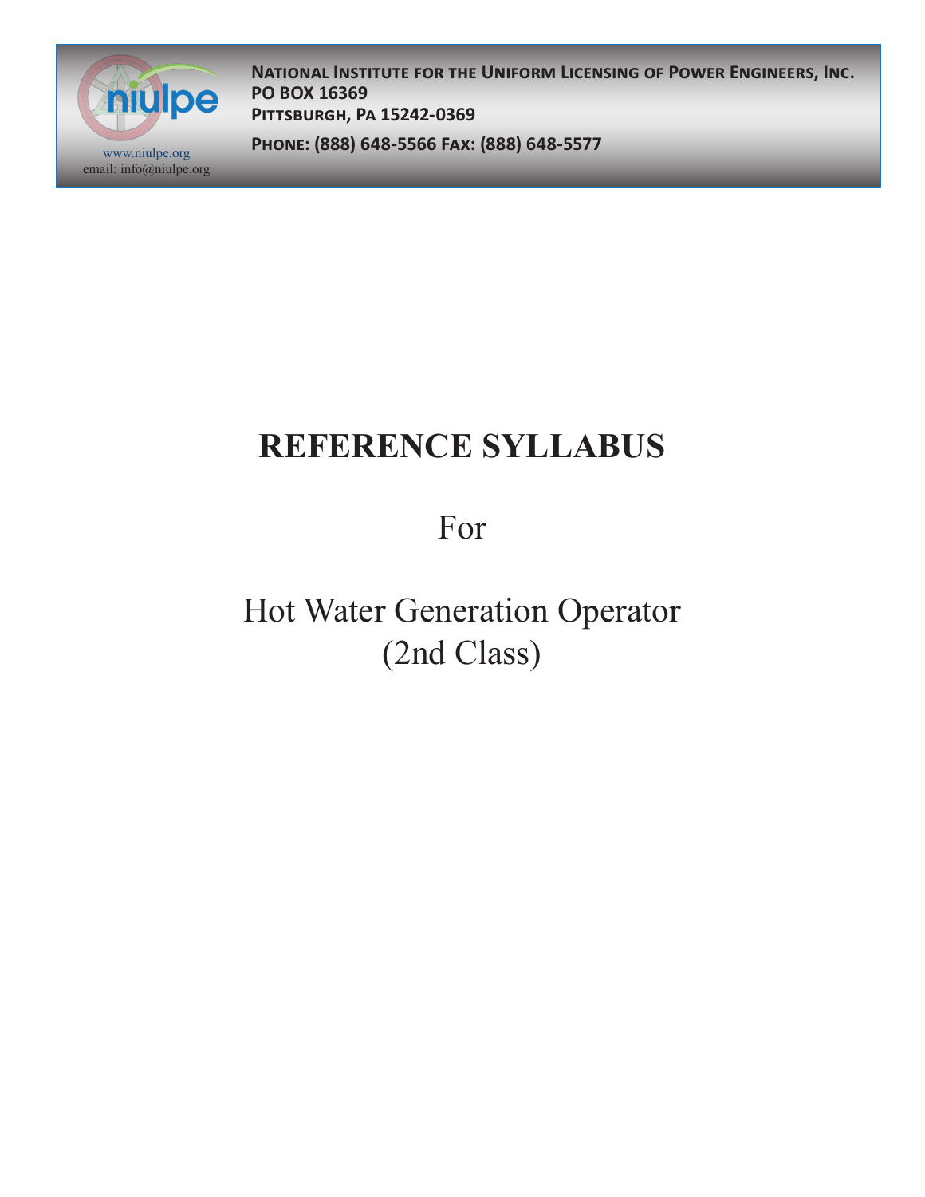**National Institute for the Uniform Licensing of Power Engineers, Inc.**
**PO BOX 16369**
**Pittsburgh, Pa 15242-0369**

**Phone: (888) 648-5566 Fax: (888) 648-5577**

www.niulpe.org
email: info@niulpe.org

# REFERENCE SYLLABUS

For

Hot Water Generation Operator
(2nd Class)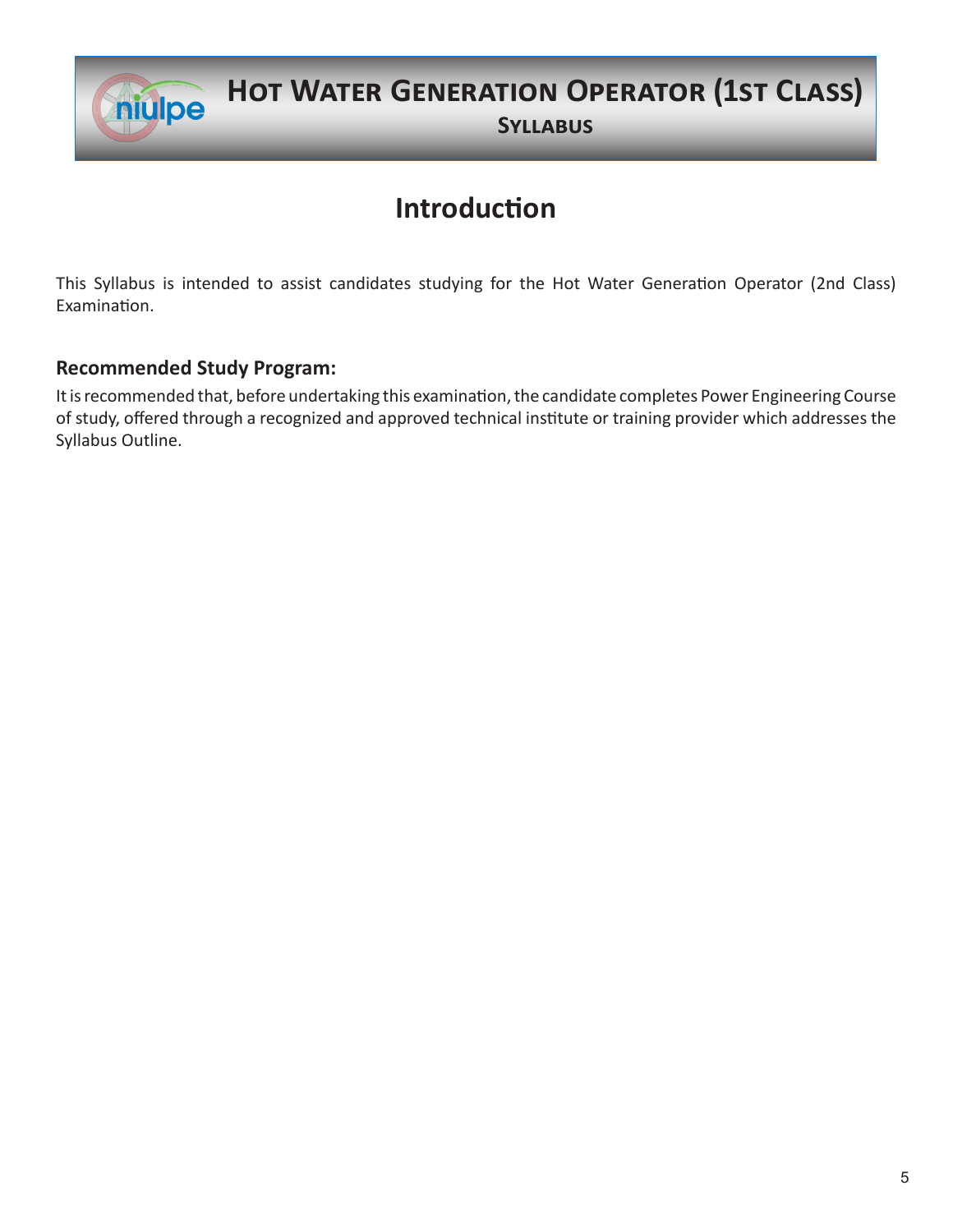# Introduction

This Syllabus is intended to assist candidates studying for the Hot Water Generation Operator (2nd Class) Examination.

### Recommended Study Program:

It is recommended that, before undertaking this examination, the candidate completes Power Engineering Course of study, offered through a recognized and approved technical institute or training provider which addresses the Syllabus Outline.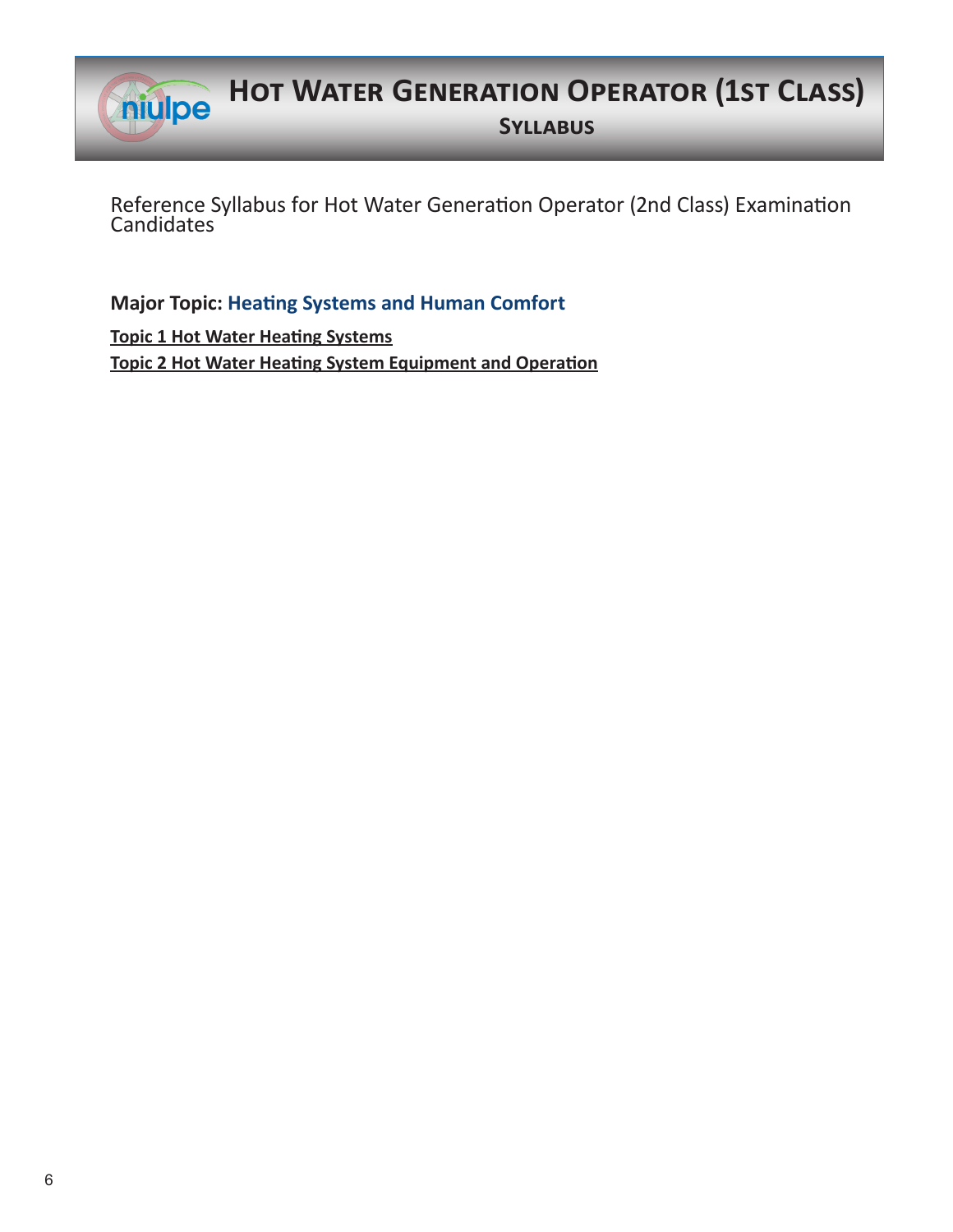# Hot Water Generation Operator (1st Class)

## Syllabus

Reference Syllabus for Hot Water Generation Operator (2nd Class) Examination Candidates

**Major Topic: Heating Systems and Human Comfort**

**Topic 1 Hot Water Heating Systems**

**Topic 2 Hot Water Heating System Equipment and Operation**